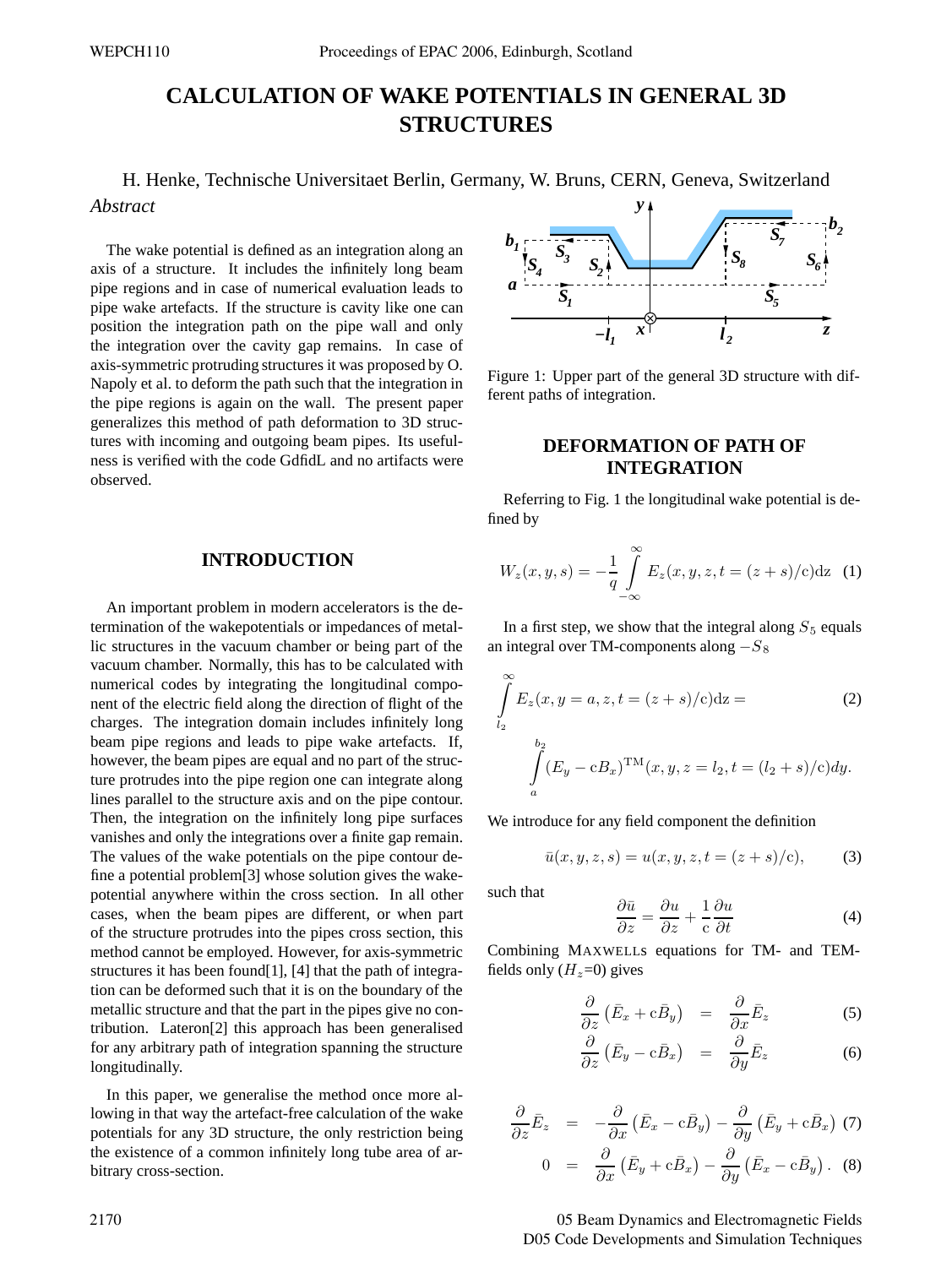# CALCULATION OF WAKE POTENTIALS IN GENERAL 3D STRUCTURES

H. Henke, Technische Universitaet Berlin, Germany, W. Bruns, CERN, Geneva, Switzerland

*Abstract*

The wake potential is defined as an integration along an axis of a structure. It includes the infinitely long beam pipe regions and in case of numerical evaluation leads to pipe wake artefacts. If the structure is cavity like one can position the integration path on the pipe wall and only the integration over the cavity gap remains. In case of axis-symmetric protruding structures it was proposed by O. Napoly et al. to deform the path such that the integration in the pipe regions is again on the wall. The present paper generalizes this method of path deformation to 3D structures with incoming and outgoing beam pipes. Its usefulness is verified with the code GdfidL and no artifacts were observed.

## INTRODUCTION

An important problem in modern accelerators is the determination of the wakepotentials or impedances of metallic structures in the vacuum chamber or being part of the vacuum chamber. Normally, this has to be calculated with numerical codes by integrating the longitudinal component of the electric field along the direction of flight of the charges. The integration domain includes infinitely long beam pipe regions and leads to pipe wake artefacts. If, however, the beam pipes are equal and no part of the structure protrudes into the pipe region one can integrate along lines parallel to the structure axis and on the pipe contour. Then, the integration on the infinitely long pipe surfaces vanishes and only the integrations over a finite gap remain. The values of the wake potentials on the pipe contour define a potential problem[3] whose solution gives the wakepotential anywhere within the cross section. In all other cases, when the beam pipes are different, or when part of the structure protrudes into the pipes cross section, this method cannot be employed. However, for axis-symmetric structures it has been found[1], [4] that the path of integration can be deformed such that it is on the boundary of the metallic structure and that the part in the pipes give no contribution. Lateron[2] this approach has been generalised for any arbitrary path of integration spanning the structure longitudinally.

In this paper, we generalise the method once more allowing in that way the artefact-free calculation of the wake potentials for any 3D structure, the only restriction being the existence of a common infinitely long tube area of arbitrary cross-section.

Figure 1: Upper part of the general 3D structure with different paths of integration.

## DEFORMATION OF PATH OF INTEGRATION

Referring to Fig. 1 the longitudinal wake potential is defined by

$$W_z(x,y,s) = -\frac{1}{q}\int_{-\infty}^{\infty} E_z(x,y,z,t=(z+s)/\mathrm{c})\mathrm{d}z \quad (1)$$

In a first step, we show that the integral along $S_5$ equals an integral over TM-components along $-S_8$

$$\int_{l_2}^{\infty} E_z(x,y=a,z,t=(z+s)/\mathrm{c})\mathrm{d}z = \int_{a}^{b_2} (E_y - \mathrm{c}B_x)^{\mathrm{TM}}(x,y,z=l_2,t=(l_2+s)/\mathrm{c})dy. \quad (2)$$

We introduce for any field component the definition

$$\bar{u}(x,y,z,s) = u(x,y,z,t=(z+s)/\mathrm{c}), \quad (3)$$

such that

$$\frac{\partial \bar{u}}{\partial z} = \frac{\partial u}{\partial z} + \frac{1}{\mathrm{c}}\frac{\partial u}{\partial t} \quad (4)$$

Combining MAXWELLS equations for TM- and TEM-fields only ($H_z$=0) gives

$$\frac{\partial}{\partial z}\left(\bar{E}_x + \mathrm{c}\bar{B}_y\right) = \frac{\partial}{\partial x}\bar{E}_z \quad (5)$$

$$\frac{\partial}{\partial z}\left(\bar{E}_y - \mathrm{c}\bar{B}_x\right) = \frac{\partial}{\partial y}\bar{E}_z \quad (6)$$

$$\frac{\partial}{\partial z}\bar{E}_z = -\frac{\partial}{\partial x}\left(\bar{E}_x - \mathrm{c}\bar{B}_y\right) - \frac{\partial}{\partial y}\left(\bar{E}_y + \mathrm{c}\bar{B}_x\right) \quad (7)$$

$$0 = \frac{\partial}{\partial x}\left(\bar{E}_y + \mathrm{c}\bar{B}_x\right) - \frac{\partial}{\partial y}\left(\bar{E}_x - \mathrm{c}\bar{B}_y\right). \quad (8)$$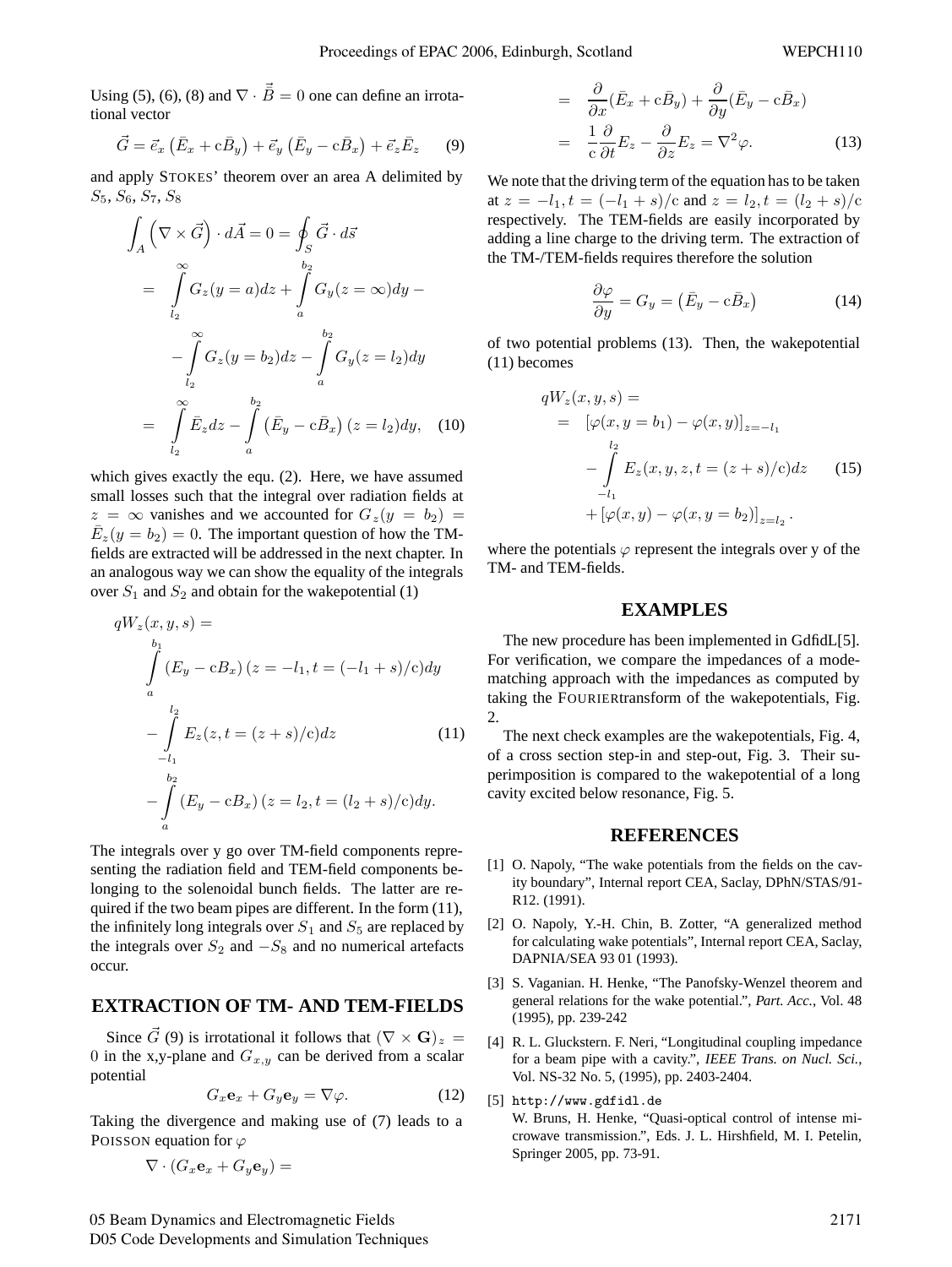Using (5), (6), (8) and $\nabla \cdot \vec{\bar{B}} = 0$ one can define an irrotational vector

$$\vec{G} = \vec{e}_x \left(\bar{E}_x + c\bar{B}_y\right) + \vec{e}_y \left(\bar{E}_y - c\bar{B}_x\right) + \vec{e}_z \bar{E}_z \qquad (9)$$

and apply STOKES' theorem over an area A delimited by $S_5$, $S_6$, $S_7$, $S_8$

$$\begin{aligned}
\int_A \left(\nabla \times \vec{G}\right) \cdot d\vec{A} = 0 &= \oint_S \vec{G} \cdot d\vec{s} \\
&= \int_{l_2}^{\infty} G_z(y=a)dz + \int_a^{b_2} G_y(z=\infty)dy - \\
&\quad - \int_{l_2}^{\infty} G_z(y=b_2)dz - \int_a^{b_2} G_y(z=l_2)dy \\
&= \int_{l_2}^{\infty} \bar{E}_z dz - \int_a^{b_2} \left(\bar{E}_y - c\bar{B}_x\right)(z=l_2)dy, \quad (10)
\end{aligned}$$

which gives exactly the equ. (2). Here, we have assumed small losses such that the integral over radiation fields at $z = \infty$ vanishes and we accounted for $G_z(y = b_2) = \bar{E}_z(y = b_2) = 0$. The important question of how the TM-fields are extracted will be addressed in the next chapter. In an analogous way we can show the equality of the integrals over $S_1$ and $S_2$ and obtain for the wakepotential (1)

$$\begin{aligned}
&qW_z(x,y,s) = \\
&\int_a^{b_1} \left(E_y - cB_x\right)(z=-l_1, t=(-l_1+s)/c)dy \\
&- \int_{-l_1}^{l_2} E_z(z, t=(z+s)/c)dz \qquad (11) \\
&- \int_a^{b_2} \left(E_y - cB_x\right)(z=l_2, t=(l_2+s)/c)dy.
\end{aligned}$$

The integrals over y go over TM-field components representing the radiation field and TEM-field components belonging to the solenoidal bunch fields. The latter are required if the two beam pipes are different. In the form (11), the infinitely long integrals over $S_1$ and $S_5$ are replaced by the integrals over $S_2$ and $-S_8$ and no numerical artefacts occur.

## EXTRACTION OF TM- AND TEM-FIELDS

Since $\vec{G}$ (9) is irrotational it follows that $(\nabla \times \mathbf{G})_z = 0$ in the x,y-plane and $G_{x,y}$ can be derived from a scalar potential

$$G_x \mathbf{e}_x + G_y \mathbf{e}_y = \nabla\varphi. \qquad (12)$$

Taking the divergence and making use of (7) leads to a POISSON equation for $\varphi$

$$\begin{aligned}
\nabla \cdot (G_x \mathbf{e}_x + G_y \mathbf{e}_y) &= \\
&= \frac{\partial}{\partial x}(\bar{E}_x + c\bar{B}_y) + \frac{\partial}{\partial y}(\bar{E}_y - c\bar{B}_x) \\
&= \frac{1}{c}\frac{\partial}{\partial t}E_z - \frac{\partial}{\partial z}E_z = \nabla^2\varphi. \qquad (13)
\end{aligned}$$

We note that the driving term of the equation has to be taken at $z = -l_1, t = (-l_1 + s)/c$ and $z = l_2, t = (l_2 + s)/c$ respectively. The TEM-fields are easily incorporated by adding a line charge to the driving term. The extraction of the TM-/TEM-fields requires therefore the solution

$$\frac{\partial\varphi}{\partial y} = G_y = \left(\bar{E}_y - c\bar{B}_x\right) \qquad (14)$$

of two potential problems (13). Then, the wakepotential (11) becomes

$$\begin{aligned}
&qW_z(x,y,s) = \\
&= \left[\varphi(x, y=b_1) - \varphi(x,y)\right]_{z=-l_1} \\
&\quad - \int_{-l_1}^{l_2} E_z(x,y,z,t=(z+s)/c)dz \qquad (15) \\
&\quad + \left[\varphi(x,y) - \varphi(x, y=b_2)\right]_{z=l_2}.
\end{aligned}$$

where the potentials $\varphi$ represent the integrals over y of the TM- and TEM-fields.

## EXAMPLES

The new procedure has been implemented in GdfidL[5]. For verification, we compare the impedances of a mode-matching approach with the impedances as computed by taking the FOURIERtransform of the wakepotentials, Fig. 2.

The next check examples are the wakepotentials, Fig. 4, of a cross section step-in and step-out, Fig. 3. Their superimposition is compared to the wakepotential of a long cavity excited below resonance, Fig. 5.

## REFERENCES

[1] O. Napoly, "The wake potentials from the fields on the cavity boundary", Internal report CEA, Saclay, DPhN/STAS/91-R12. (1991).

[2] O. Napoly, Y.-H. Chin, B. Zotter, "A generalized method for calculating wake potentials", Internal report CEA, Saclay, DAPNIA/SEA 93 01 (1993).

[3] S. Vaganian. H. Henke, "The Panofsky-Wenzel theorem and general relations for the wake potential.", *Part. Acc.*, Vol. 48 (1995), pp. 239-242

[4] R. L. Gluckstern. F. Neri, "Longitudinal coupling impedance for a beam pipe with a cavity.", *IEEE Trans. on Nucl. Sci.*, Vol. NS-32 No. 5, (1995), pp. 2403-2404.

[5] `http://www.gdfidl.de`
W. Bruns, H. Henke, "Quasi-optical control of intense microwave transmission.", Eds. J. L. Hirshfield, M. I. Petelin, Springer 2005, pp. 73-91.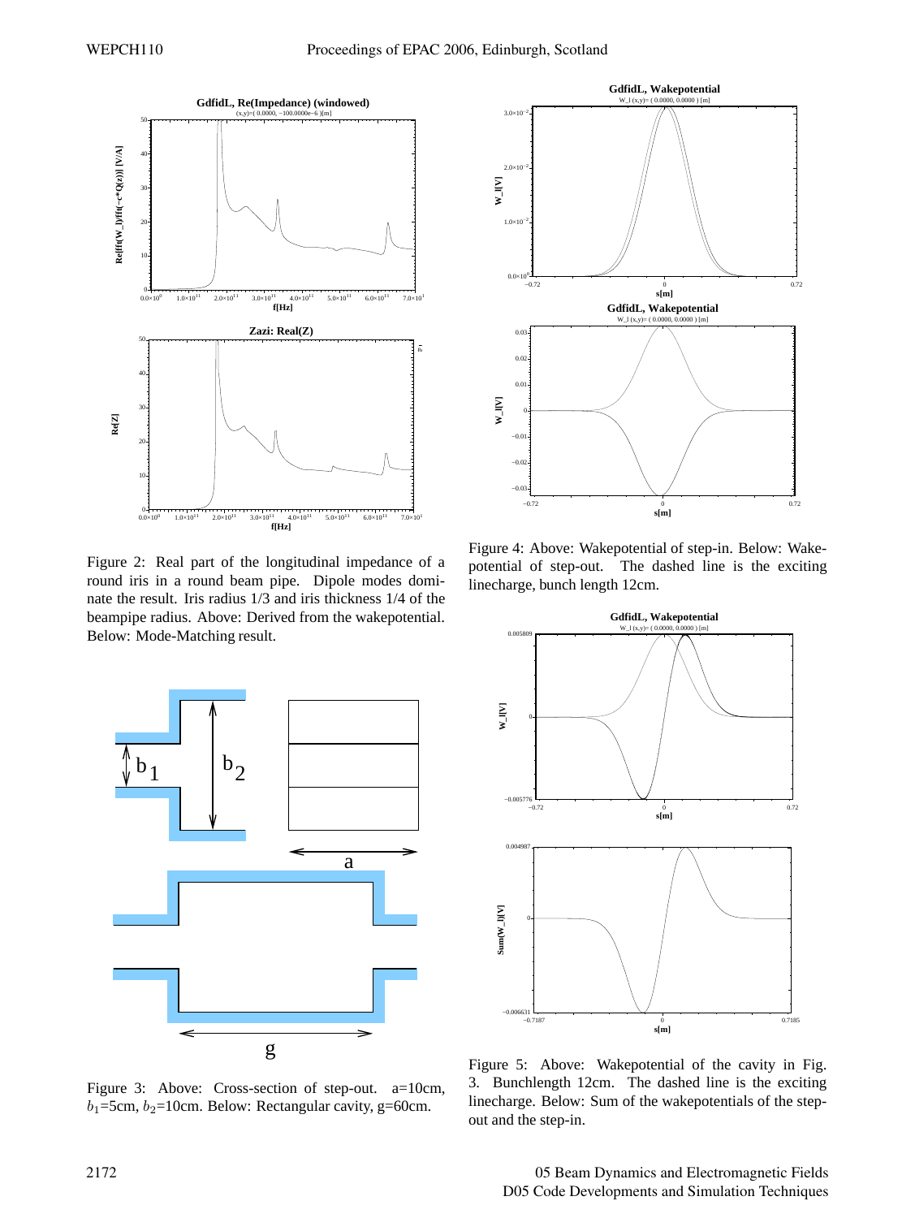GdfidL, Re(Impedance) (windowed)

(x,y)=( 0.0000, −100.0000e−6 )[m]

Re[fft(W_l)/fft(−c*Q(z))] [V/A]

f[Hz]

Zazi: Real(Z)

Re[Z]

f[Hz]

Figure 2: Real part of the longitudinal impedance of a round iris in a round beam pipe. Dipole modes dominate the result. Iris radius 1/3 and iris thickness 1/4 of the beampipe radius. Above: Derived from the wakepotential. Below: Mode-Matching result.

$b_1$

$b_2$

a

g

Figure 3: Above: Cross-section of step-out. a=10cm, $b_1$=5cm, $b_2$=10cm. Below: Rectangular cavity, g=60cm.

GdfidL, Wakepotential

W_l (x,y)= ( 0.0000, 0.0000 ) [m]

W_l[V]

s[m]

GdfidL, Wakepotential

W_l (x,y)= ( 0.0000, 0.0000 ) [m]

W_l[V]

s[m]

Figure 4: Above: Wakepotential of step-in. Below: Wakepotential of step-out. The dashed line is the exciting linecharge, bunch length 12cm.

GdfidL, Wakepotential

W_l (x,y)= ( 0.0000, 0.0000 ) [m]

W_l[V]

s[m]

Sum(W_l)[V]

s[m]

Figure 5: Above: Wakepotential of the cavity in Fig. 3. Bunchlength 12cm. The dashed line is the exciting linecharge. Below: Sum of the wakepotentials of the step-out and the step-in.